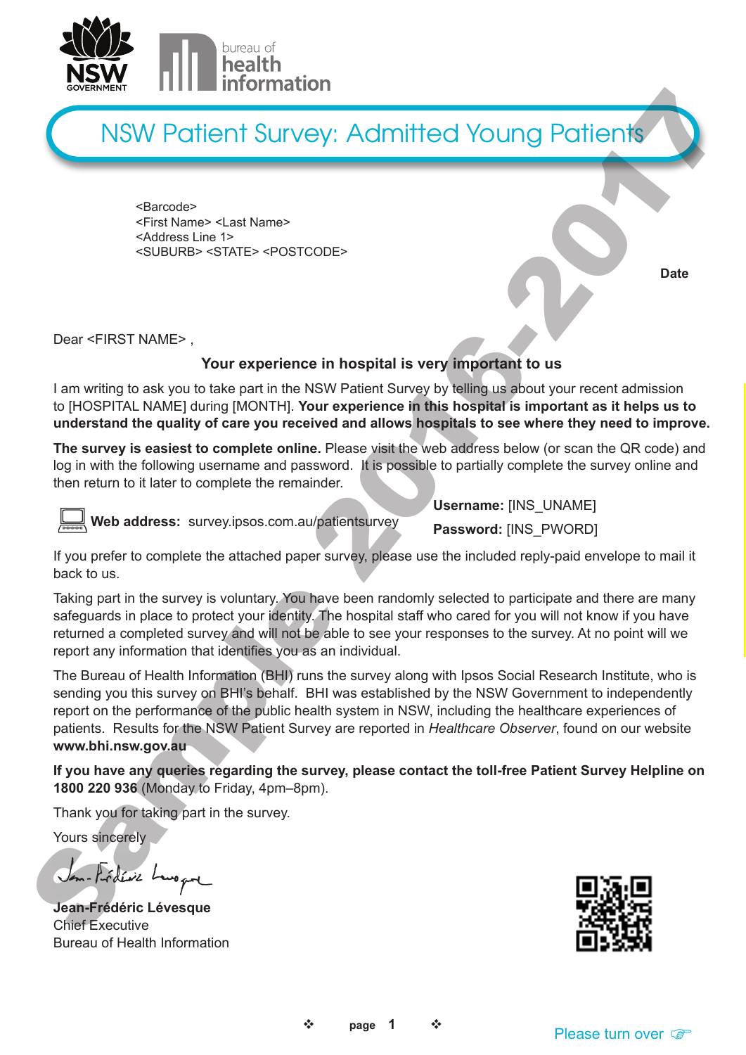NSW GOVERNMENT

bureau of health information

# NSW Patient Survey: Admitted Young Patients

<Barcode>
<First Name> <Last Name>
<Address Line 1>
<SUBURB> <STATE> <POSTCODE>

**Date**

Dear <FIRST NAME> ,

**Your experience in hospital is very important to us**

I am writing to ask you to take part in the NSW Patient Survey by telling us about your recent admission to [HOSPITAL NAME] during [MONTH]. **Your experience in this hospital is important as it helps us to understand the quality of care you received and allows hospitals to see where they need to improve.**

**The survey is easiest to complete online.** Please visit the web address below (or scan the QR code) and log in with the following username and password. It is possible to partially complete the survey online and then return to it later to complete the remainder.

**Web address:** survey.ipsos.com.au/patientsurvey

**Username:** [INS_UNAME]

**Password:** [INS_PWORD]

If you prefer to complete the attached paper survey, please use the included reply-paid envelope to mail it back to us.

Taking part in the survey is voluntary. You have been randomly selected to participate and there are many safeguards in place to protect your identity. The hospital staff who cared for you will not know if you have returned a completed survey and will not be able to see your responses to the survey. At no point will we report any information that identifies you as an individual.

The Bureau of Health Information (BHI) runs the survey along with Ipsos Social Research Institute, who is sending you this survey on BHI's behalf. BHI was established by the NSW Government to independently report on the performance of the public health system in NSW, including the healthcare experiences of patients. Results for the NSW Patient Survey are reported in *Healthcare Observer*, found on our website **www.bhi.nsw.gov.au**

**If you have any queries regarding the survey, please contact the toll-free Patient Survey Helpline on 1800 220 936** (Monday to Friday, 4pm–8pm).

Thank you for taking part in the survey.

Yours sincerely

**Jean-Frédéric Lévesque**
Chief Executive
Bureau of Health Information

Please turn over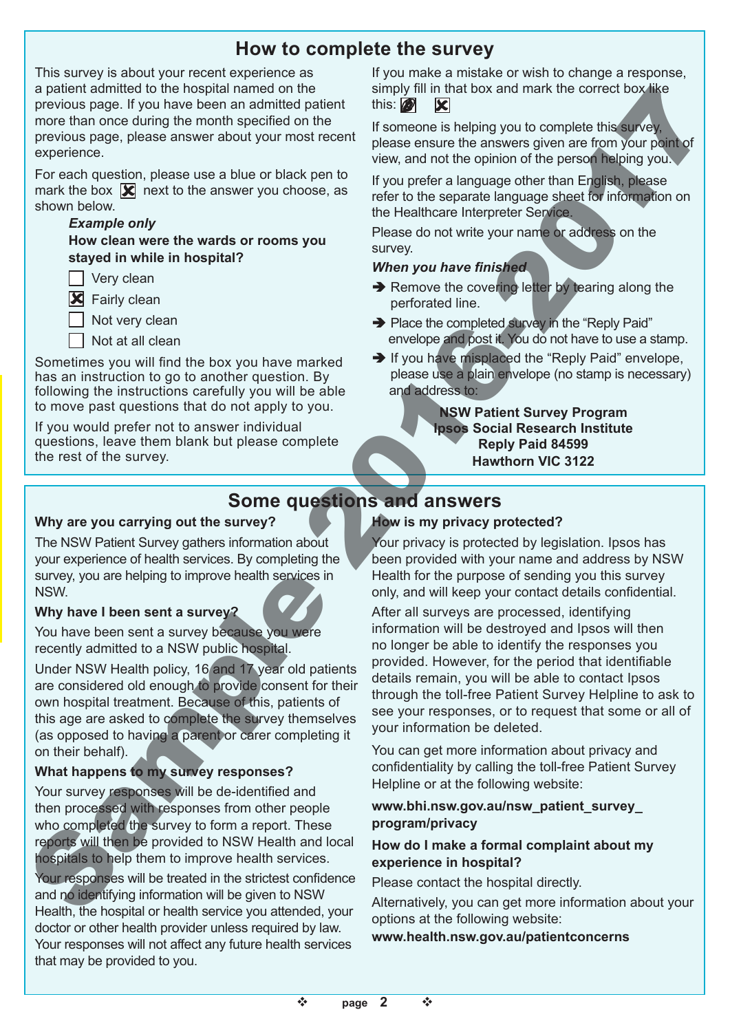## How to complete the survey

This survey is about your recent experience as a patient admitted to the hospital named on the previous page. If you have been an admitted patient more than once during the month specified on the previous page, please answer about your most recent experience.

For each question, please use a blue or black pen to mark the box ☒ next to the answer you choose, as shown below.

> ***Example only***
>
> **How clean were the wards or rooms you stayed in while in hospital?**
>
> ☐ Very clean
>
> ☒ Fairly clean
>
> ☐ Not very clean
>
> ☐ Not at all clean

Sometimes you will find the box you have marked has an instruction to go to another question. By following the instructions carefully you will be able to move past questions that do not apply to you.

If you would prefer not to answer individual questions, leave them blank but please complete the rest of the survey.

If you make a mistake or wish to change a response, simply fill in that box and mark the correct box like this: ■ ☒

If someone is helping you to complete this survey, please ensure the answers given are from your point of view, and not the opinion of the person helping you.

If you prefer a language other than English, please refer to the separate language sheet for information on the Healthcare Interpreter Service.

Please do not write your name or address on the survey.

***When you have finished***

- ➔ Remove the covering letter by tearing along the perforated line.
- ➔ Place the completed survey in the "Reply Paid" envelope and post it. You do not have to use a stamp.
- ➔ If you have misplaced the "Reply Paid" envelope, please use a plain envelope (no stamp is necessary) and address to:

**NSW Patient Survey Program**
**Ipsos Social Research Institute**
**Reply Paid 84599**
**Hawthorn VIC 3122**

## Some questions and answers

**Why are you carrying out the survey?**

The NSW Patient Survey gathers information about your experience of health services. By completing the survey, you are helping to improve health services in NSW.

**Why have I been sent a survey?**

You have been sent a survey because you were recently admitted to a NSW public hospital.

Under NSW Health policy, 16 and 17 year old patients are considered old enough to provide consent for their own hospital treatment. Because of this, patients of this age are asked to complete the survey themselves (as opposed to having a parent or carer completing it on their behalf).

**What happens to my survey responses?**

Your survey responses will be de-identified and then processed with responses from other people who completed the survey to form a report. These reports will then be provided to NSW Health and local hospitals to help them to improve health services.

Your responses will be treated in the strictest confidence and no identifying information will be given to NSW Health, the hospital or health service you attended, your doctor or other health provider unless required by law. Your responses will not affect any future health services that may be provided to you.

**How is my privacy protected?**

Your privacy is protected by legislation. Ipsos has been provided with your name and address by NSW Health for the purpose of sending you this survey only, and will keep your contact details confidential.

After all surveys are processed, identifying information will be destroyed and Ipsos will then no longer be able to identify the responses you provided. However, for the period that identifiable details remain, you will be able to contact Ipsos through the toll-free Patient Survey Helpline to ask to see your responses, or to request that some or all of your information be deleted.

You can get more information about privacy and confidentiality by calling the toll-free Patient Survey Helpline or at the following website:

**www.bhi.nsw.gov.au/nsw_patient_survey_program/privacy**

**How do I make a formal complaint about my experience in hospital?**

Please contact the hospital directly.

Alternatively, you can get more information about your options at the following website:
**www.health.nsw.gov.au/patientconcerns**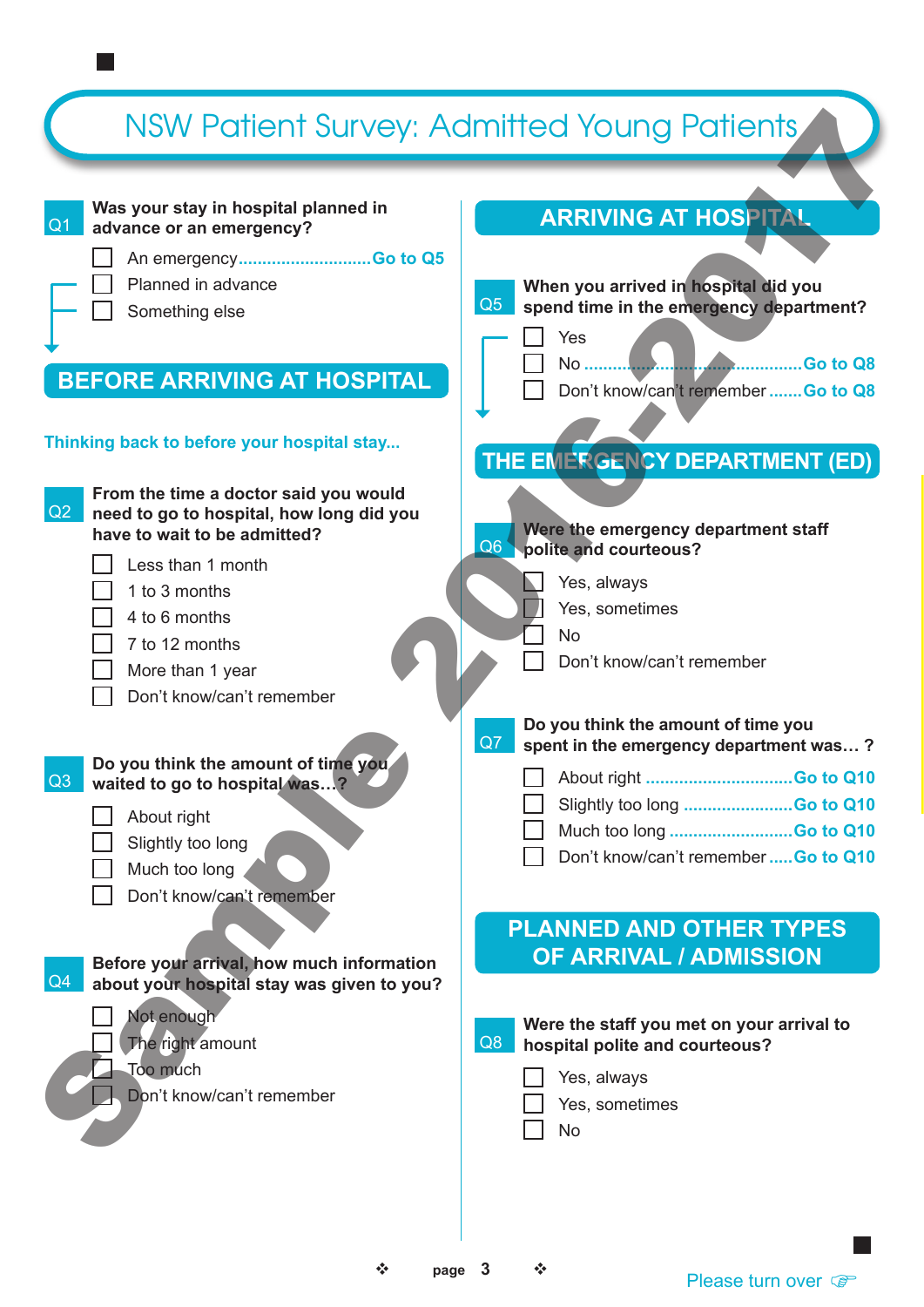# NSW Patient Survey: Admitted Young Patients

**Q1** **Was your stay in hospital planned in advance or an emergency?**

- ☐ An emergency............................Go to Q5
- ☐ Planned in advance
- ☐ Something else

## BEFORE ARRIVING AT HOSPITAL

**Thinking back to before your hospital stay...**

**Q2** **From the time a doctor said you would need to go to hospital, how long did you have to wait to be admitted?**

- ☐ Less than 1 month
- ☐ 1 to 3 months
- ☐ 4 to 6 months
- ☐ 7 to 12 months
- ☐ More than 1 year
- ☐ Don't know/can't remember

**Q3** **Do you think the amount of time you waited to go to hospital was…?**

- ☐ About right
- ☐ Slightly too long
- ☐ Much too long
- ☐ Don't know/can't remember

**Q4** **Before your arrival, how much information about your hospital stay was given to you?**

- ☐ Not enough
- ☐ The right amount
- ☐ Too much
- ☐ Don't know/can't remember

## ARRIVING AT HOSPITAL

**Q5** **When you arrived in hospital did you spend time in the emergency department?**

- ☐ Yes
- ☐ No ..............................................Go to Q8
- ☐ Don't know/can't remember.......Go to Q8

## THE EMERGENCY DEPARTMENT (ED)

**Q6** **Were the emergency department staff polite and courteous?**

- ☐ Yes, always
- ☐ Yes, sometimes
- ☐ No
- ☐ Don't know/can't remember

**Q7** **Do you think the amount of time you spent in the emergency department was… ?**

- ☐ About right ..............................Go to Q10
- ☐ Slightly too long .......................Go to Q10
- ☐ Much too long ..........................Go to Q10
- ☐ Don't know/can't remember.....Go to Q10

## PLANNED AND OTHER TYPES OF ARRIVAL / ADMISSION

**Q8** **Were the staff you met on your arrival to hospital polite and courteous?**

- ☐ Yes, always
- ☐ Yes, sometimes
- ☐ No

Please turn over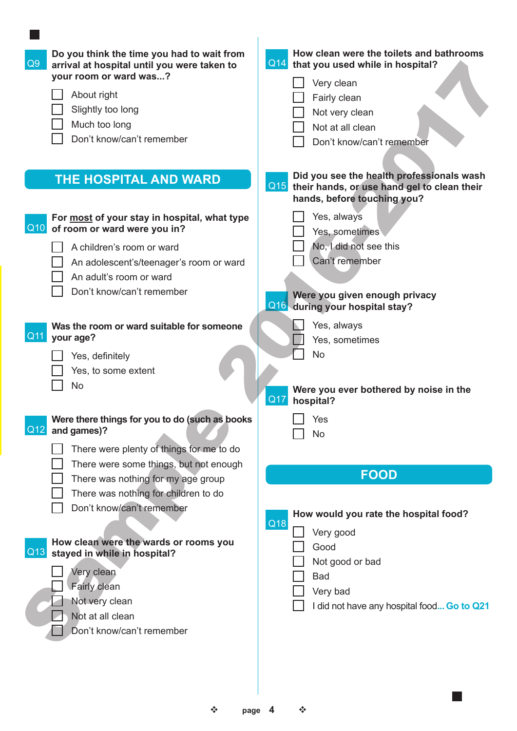**Q9** **Do you think the time you had to wait from arrival at hospital until you were taken to your room or ward was...?**

- ☐ About right
- ☐ Slightly too long
- ☐ Much too long
- ☐ Don't know/can't remember

## THE HOSPITAL AND WARD

**Q10** **For most of your stay in hospital, what type of room or ward were you in?**

- ☐ A children's room or ward
- ☐ An adolescent's/teenager's room or ward
- ☐ An adult's room or ward
- ☐ Don't know/can't remember

**Q11** **Was the room or ward suitable for someone your age?**

- ☐ Yes, definitely
- ☐ Yes, to some extent
- ☐ No

**Q12** **Were there things for you to do (such as books and games)?**

- ☐ There were plenty of things for me to do
- ☐ There were some things, but not enough
- ☐ There was nothing for my age group
- ☐ There was nothing for children to do
- ☐ Don't know/can't remember

**Q13** **How clean were the wards or rooms you stayed in while in hospital?**

- ☐ Very clean
- ☐ Fairly clean
- ☐ Not very clean
- ☐ Not at all clean
- ☐ Don't know/can't remember

**Q14** **How clean were the toilets and bathrooms that you used while in hospital?**

- ☐ Very clean
- ☐ Fairly clean
- ☐ Not very clean
- ☐ Not at all clean
- ☐ Don't know/can't remember

**Q15** **Did you see the health professionals wash their hands, or use hand gel to clean their hands, before touching you?**

- ☐ Yes, always
- ☐ Yes, sometimes
- ☐ No, I did not see this
- ☐ Can't remember

**Q16** **Were you given enough privacy during your hospital stay?**

- ☐ Yes, always
- ☐ Yes, sometimes
- ☐ No

**Q17** **Were you ever bothered by noise in the hospital?**

- ☐ Yes
- ☐ No

## FOOD

**Q18** **How would you rate the hospital food?**

- ☐ Very good
- ☐ Good
- ☐ Not good or bad
- ☐ Bad
- ☐ Very bad
- ☐ I did not have any hospital food... **Go to Q21**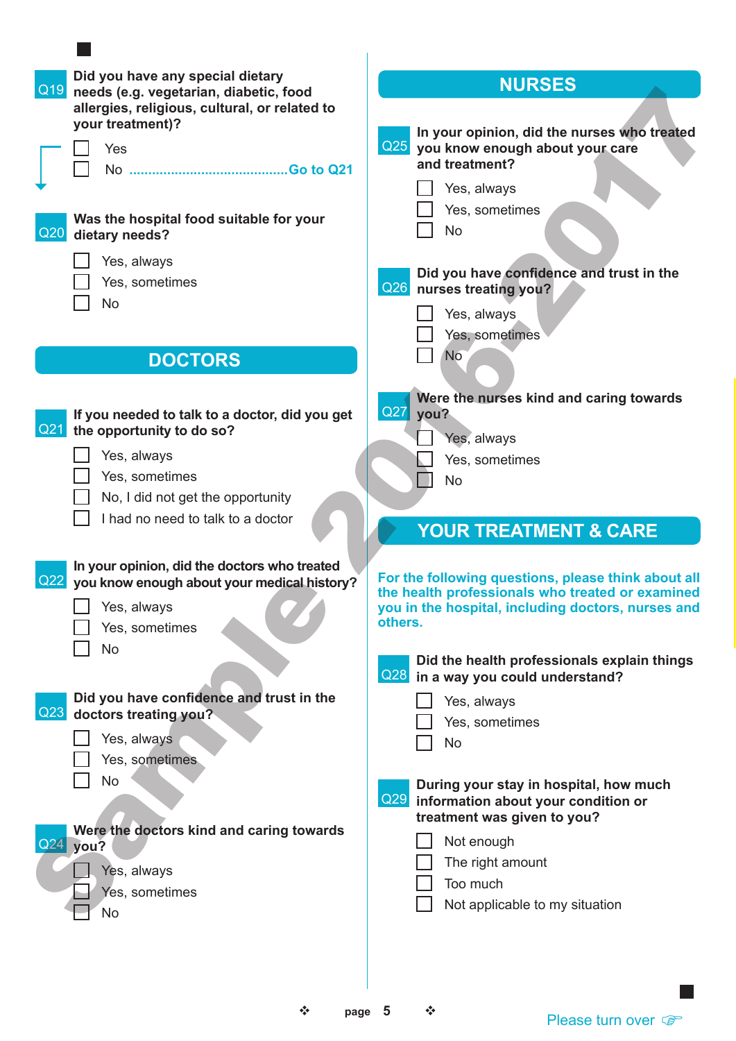**Q19** **Did you have any special dietary needs (e.g. vegetarian, diabetic, food allergies, religious, cultural, or related to your treatment)?**

- ☐ Yes
- ☐ No ........................................ Go to Q21

**Q20** **Was the hospital food suitable for your dietary needs?**

- ☐ Yes, always
- ☐ Yes, sometimes
- ☐ No

## DOCTORS

**Q21** **If you needed to talk to a doctor, did you get the opportunity to do so?**

- ☐ Yes, always
- ☐ Yes, sometimes
- ☐ No, I did not get the opportunity
- ☐ I had no need to talk to a doctor

**Q22** **In your opinion, did the doctors who treated you know enough about your medical history?**

- ☐ Yes, always
- ☐ Yes, sometimes
- ☐ No

**Q23** **Did you have confidence and trust in the doctors treating you?**

- ☐ Yes, always
- ☐ Yes, sometimes
- ☐ No

**Q24** **Were the doctors kind and caring towards you?**

- ☐ Yes, always
- ☐ Yes, sometimes
- ☐ No

## NURSES

**Q25** **In your opinion, did the nurses who treated you know enough about your care and treatment?**

- ☐ Yes, always
- ☐ Yes, sometimes
- ☐ No

**Q26** **Did you have confidence and trust in the nurses treating you?**

- ☐ Yes, always
- ☐ Yes, sometimes
- ☐ No

**Q27** **Were the nurses kind and caring towards you?**

- ☐ Yes, always
- ☐ Yes, sometimes
- ☐ No

## YOUR TREATMENT & CARE

**For the following questions, please think about all the health professionals who treated or examined you in the hospital, including doctors, nurses and others.**

**Q28** **Did the health professionals explain things in a way you could understand?**

- ☐ Yes, always
- ☐ Yes, sometimes
- ☐ No

**Q29** **During your stay in hospital, how much information about your condition or treatment was given to you?**

- ☐ Not enough
- ☐ The right amount
- ☐ Too much
- ☐ Not applicable to my situation

Please turn over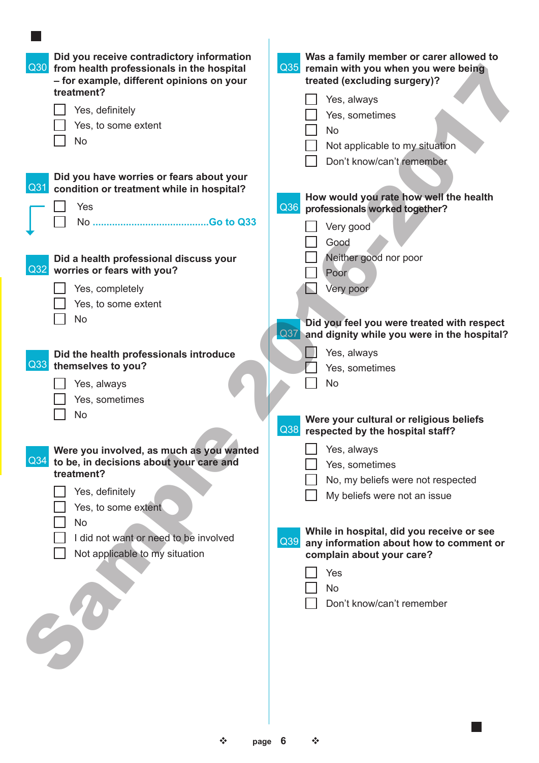**Q30** Did you receive contradictory information from health professionals in the hospital – for example, different opinions on your treatment?

- ☐ Yes, definitely
- ☐ Yes, to some extent
- ☐ No

**Q31** Did you have worries or fears about your condition or treatment while in hospital?

- ☐ Yes
- ☐ No ........................................Go to Q33

**Q32** Did a health professional discuss your worries or fears with you?

- ☐ Yes, completely
- ☐ Yes, to some extent
- ☐ No

**Q33** Did the health professionals introduce themselves to you?

- ☐ Yes, always
- ☐ Yes, sometimes
- ☐ No

**Q34** Were you involved, as much as you wanted to be, in decisions about your care and treatment?

- ☐ Yes, definitely
- ☐ Yes, to some extent
- ☐ No
- ☐ I did not want or need to be involved
- ☐ Not applicable to my situation

**Q35** Was a family member or carer allowed to remain with you when you were being treated (excluding surgery)?

- ☐ Yes, always
- ☐ Yes, sometimes
- ☐ No
- ☐ Not applicable to my situation
- ☐ Don't know/can't remember

**Q36** How would you rate how well the health professionals worked together?

- ☐ Very good
- ☐ Good
- ☐ Neither good nor poor
- ☐ Poor
- ☐ Very poor

**Q37** Did you feel you were treated with respect and dignity while you were in the hospital?

- ☐ Yes, always
- ☐ Yes, sometimes
- ☐ No

**Q38** Were your cultural or religious beliefs respected by the hospital staff?

- ☐ Yes, always
- ☐ Yes, sometimes
- ☐ No, my beliefs were not respected
- ☐ My beliefs were not an issue

**Q39** While in hospital, did you receive or see any information about how to comment or complain about your care?

- ☐ Yes
- ☐ No
- ☐ Don't know/can't remember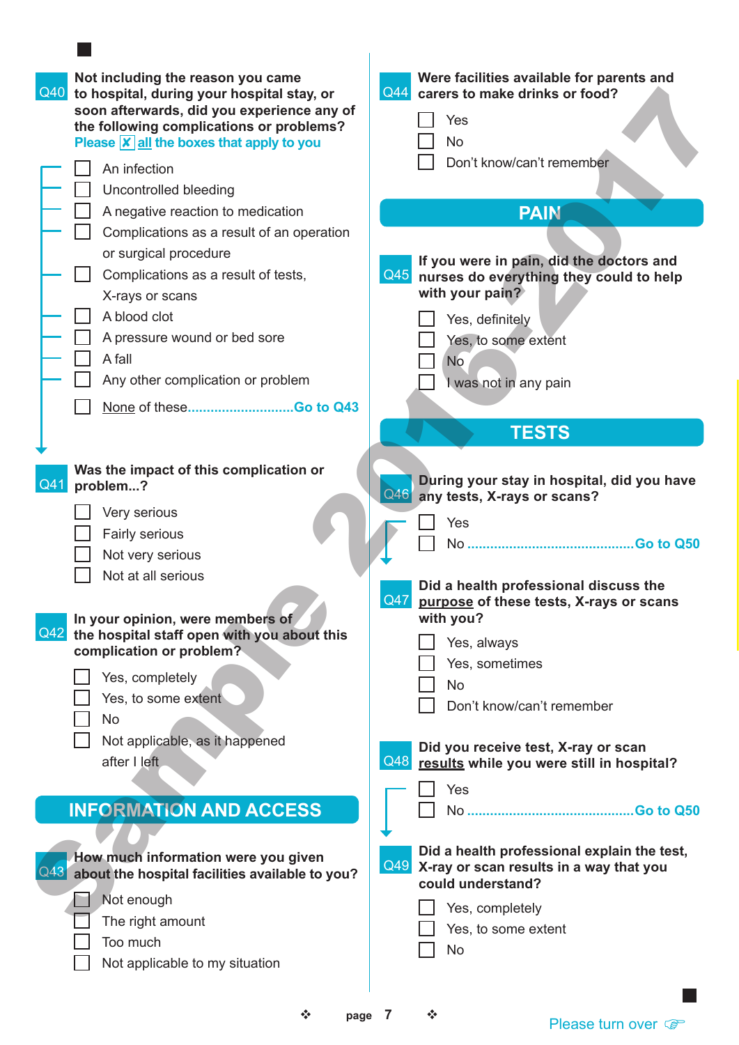**Q40** **Not including the reason you came to hospital, during your hospital stay, or soon afterwards, did you experience any of the following complications or problems?**
Please ☒ all the boxes that apply to you

- ☐ An infection
- ☐ Uncontrolled bleeding
- ☐ A negative reaction to medication
- ☐ Complications as a result of an operation or surgical procedure
- ☐ Complications as a result of tests, X-rays or scans
- ☐ A blood clot
- ☐ A pressure wound or bed sore
- ☐ A fall
- ☐ Any other complication or problem
- ☐ None of these............................Go to Q43

**Q41** **Was the impact of this complication or problem...?**

- ☐ Very serious
- ☐ Fairly serious
- ☐ Not very serious
- ☐ Not at all serious

**Q42** **In your opinion, were members of the hospital staff open with you about this complication or problem?**

- ☐ Yes, completely
- ☐ Yes, to some extent
- ☐ No
- ☐ Not applicable, as it happened after I left

## INFORMATION AND ACCESS

**Q43** **How much information were you given about the hospital facilities available to you?**

- ☐ Not enough
- ☐ The right amount
- ☐ Too much
- ☐ Not applicable to my situation

**Q44** **Were facilities available for parents and carers to make drinks or food?**

- ☐ Yes
- ☐ No
- ☐ Don't know/can't remember

## PAIN

**Q45** **If you were in pain, did the doctors and nurses do everything they could to help with your pain?**

- ☐ Yes, definitely
- ☐ Yes, to some extent
- ☐ No
- ☐ I was not in any pain

## TESTS

**Q46** **During your stay in hospital, did you have any tests, X-rays or scans?**

- ☐ Yes
- ☐ No ..........................................Go to Q50

**Q47** **Did a health professional discuss the purpose of these tests, X-rays or scans with you?**

- ☐ Yes, always
- ☐ Yes, sometimes
- ☐ No
- ☐ Don't know/can't remember

**Q48** **Did you receive test, X-ray or scan results while you were still in hospital?**

- ☐ Yes
- ☐ No ..........................................Go to Q50

**Q49** **Did a health professional explain the test, X-ray or scan results in a way that you could understand?**

- ☐ Yes, completely
- ☐ Yes, to some extent
- ☐ No

Please turn over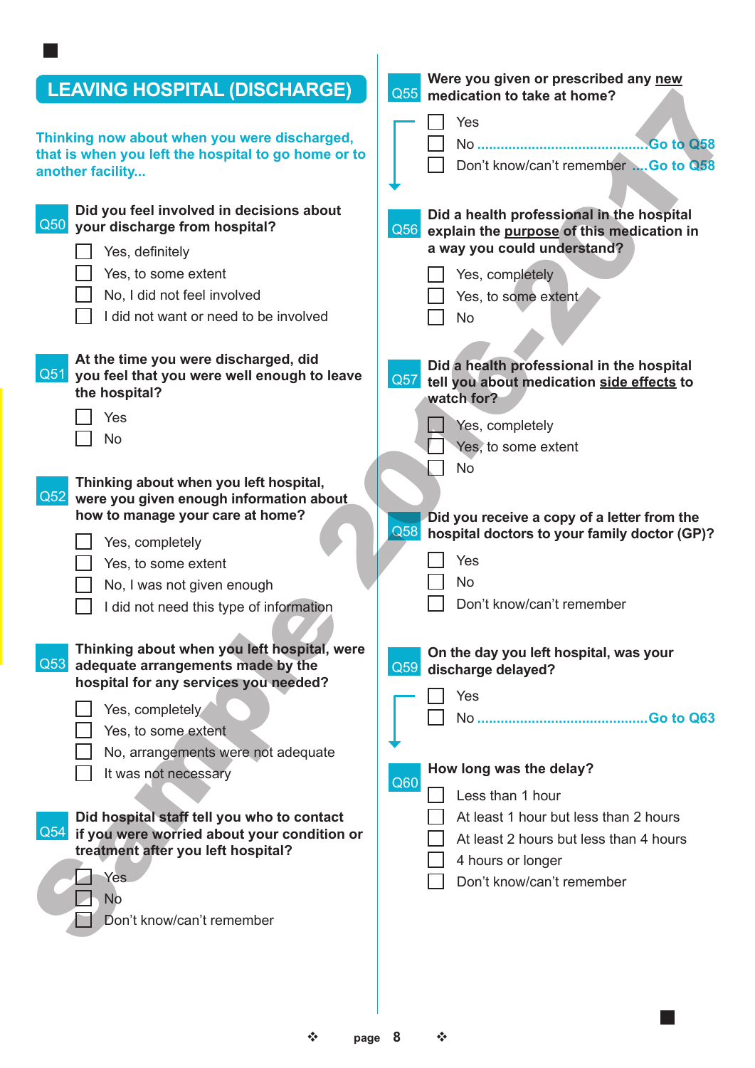## LEAVING HOSPITAL (DISCHARGE)

Thinking now about when you were discharged, that is when you left the hospital to go home or to another facility...

**Q50 Did you feel involved in decisions about your discharge from hospital?**

- ☐ Yes, definitely
- ☐ Yes, to some extent
- ☐ No, I did not feel involved
- ☐ I did not want or need to be involved

**Q51 At the time you were discharged, did you feel that you were well enough to leave the hospital?**

- ☐ Yes
- ☐ No

**Q52 Thinking about when you left hospital, were you given enough information about how to manage your care at home?**

- ☐ Yes, completely
- ☐ Yes, to some extent
- ☐ No, I was not given enough
- ☐ I did not need this type of information

**Q53 Thinking about when you left hospital, were adequate arrangements made by the hospital for any services you needed?**

- ☐ Yes, completely
- ☐ Yes, to some extent
- ☐ No, arrangements were not adequate
- ☐ It was not necessary

**Q54 Did hospital staff tell you who to contact if you were worried about your condition or treatment after you left hospital?**

- ☐ Yes
- ☐ No
- ☐ Don't know/can't remember

**Q55 Were you given or prescribed any new medication to take at home?**

- ☐ Yes
- ☐ No ........................................... Go to Q58
- ☐ Don't know/can't remember ....Go to Q58

**Q56 Did a health professional in the hospital explain the purpose of this medication in a way you could understand?**

- ☐ Yes, completely
- ☐ Yes, to some extent
- ☐ No

**Q57 Did a health professional in the hospital tell you about medication side effects to watch for?**

- ☐ Yes, completely
- ☐ Yes, to some extent
- ☐ No

**Q58 Did you receive a copy of a letter from the hospital doctors to your family doctor (GP)?**

- ☐ Yes
- ☐ No
- ☐ Don't know/can't remember

**Q59 On the day you left hospital, was your discharge delayed?**

- ☐ Yes
- ☐ No ........................................... Go to Q63

**Q60 How long was the delay?**

- ☐ Less than 1 hour
- ☐ At least 1 hour but less than 2 hours
- ☐ At least 2 hours but less than 4 hours
- ☐ 4 hours or longer
- ☐ Don't know/can't remember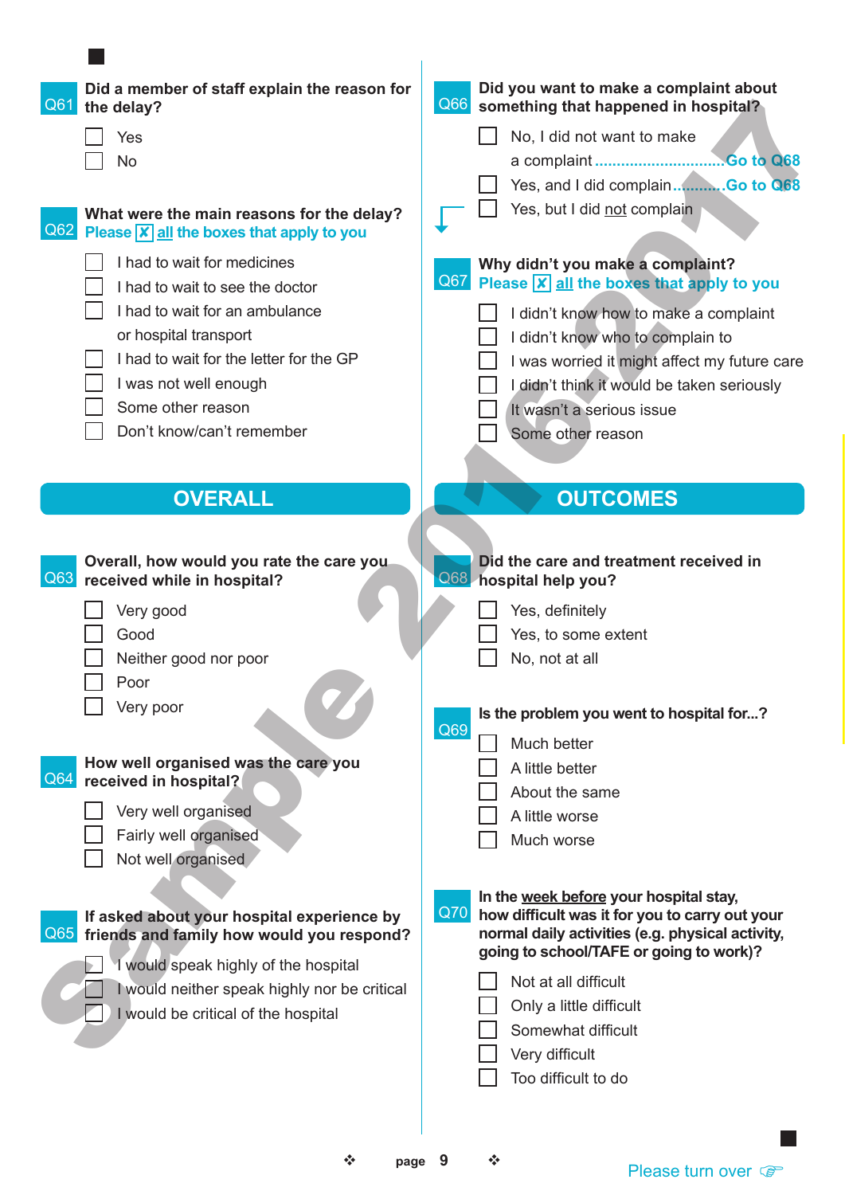**Q61 Did a member of staff explain the reason for the delay?**

- ☐ Yes
- ☐ No

**Q62 What were the main reasons for the delay?**
Please ☒ all the boxes that apply to you

- ☐ I had to wait for medicines
- ☐ I had to wait to see the doctor
- ☐ I had to wait for an ambulance or hospital transport
- ☐ I had to wait for the letter for the GP
- ☐ I was not well enough
- ☐ Some other reason
- ☐ Don't know/can't remember

## OVERALL

**Q63 Overall, how would you rate the care you received while in hospital?**

- ☐ Very good
- ☐ Good
- ☐ Neither good nor poor
- ☐ Poor
- ☐ Very poor

**Q64 How well organised was the care you received in hospital?**

- ☐ Very well organised
- ☐ Fairly well organised
- ☐ Not well organised

**Q65 If asked about your hospital experience by friends and family how would you respond?**

- ☐ I would speak highly of the hospital
- ☐ I would neither speak highly nor be critical
- ☐ I would be critical of the hospital

**Q66 Did you want to make a complaint about something that happened in hospital?**

- ☐ No, I did not want to make a complaint .............................Go to Q68
- ☐ Yes, and I did complain...........Go to Q68
- ☐ Yes, but I did not complain

**Q67 Why didn't you make a complaint?**
Please ☒ all the boxes that apply to you

- ☐ I didn't know how to make a complaint
- ☐ I didn't know who to complain to
- ☐ I was worried it might affect my future care
- ☐ I didn't think it would be taken seriously
- ☐ It wasn't a serious issue
- ☐ Some other reason

## OUTCOMES

**Q68 Did the care and treatment received in hospital help you?**

- ☐ Yes, definitely
- ☐ Yes, to some extent
- ☐ No, not at all

**Q69 Is the problem you went to hospital for...?**

- ☐ Much better
- ☐ A little better
- ☐ About the same
- ☐ A little worse
- ☐ Much worse

**Q70 In the week before your hospital stay, how difficult was it for you to carry out your normal daily activities (e.g. physical activity, going to school/TAFE or going to work)?**

- ☐ Not at all difficult
- ☐ Only a little difficult
- ☐ Somewhat difficult
- ☐ Very difficult
- ☐ Too difficult to do

Please turn over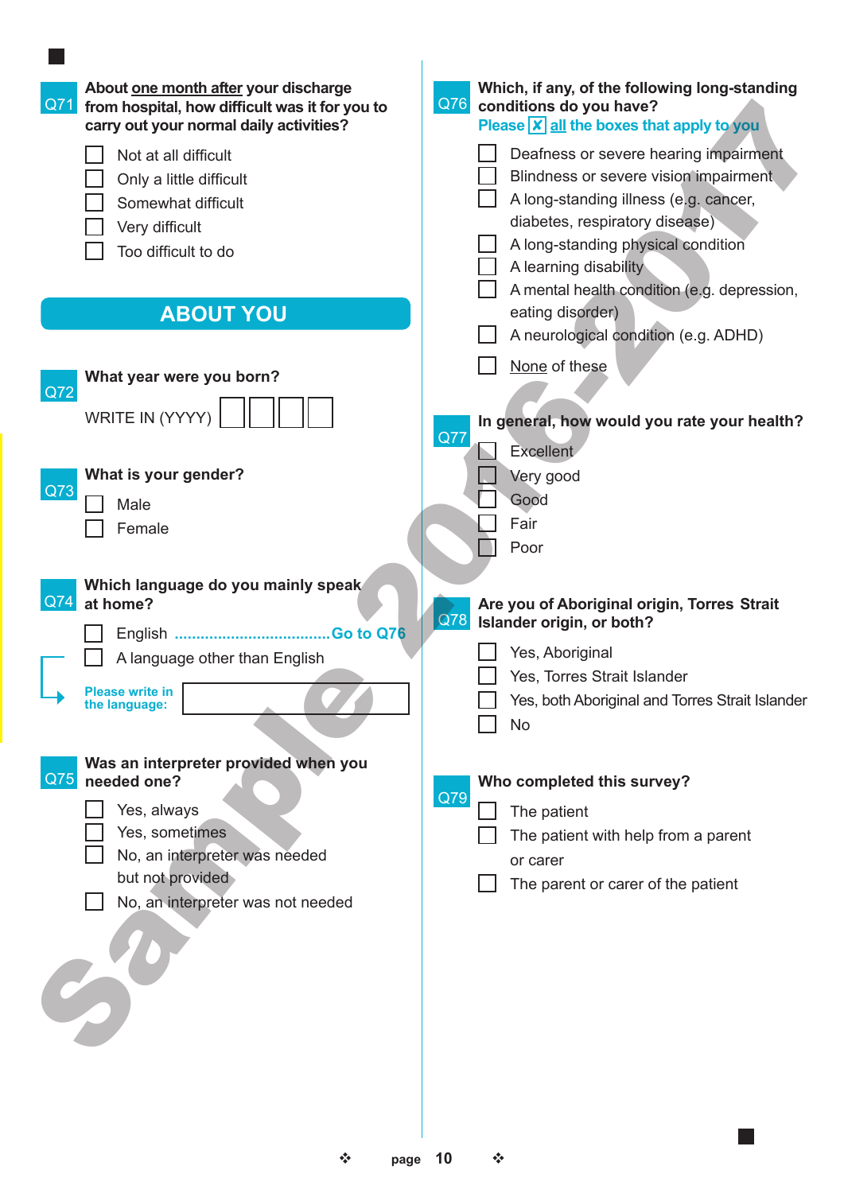**Q71** About <u>one month after</u> your discharge from hospital, how difficult was it for you to carry out your normal daily activities?

- ☐ Not at all difficult
- ☐ Only a little difficult
- ☐ Somewhat difficult
- ☐ Very difficult
- ☐ Too difficult to do

## ABOUT YOU

**Q72** What year were you born?

WRITE IN (YYYY) ☐☐☐☐

**Q73** What is your gender?

- ☐ Male
- ☐ Female

**Q74** Which language do you mainly speak at home?

- ☐ English .................................... **Go to Q76**
- ☐ A language other than English

Please write in the language: ________________

**Q75** Was an interpreter provided when you needed one?

- ☐ Yes, always
- ☐ Yes, sometimes
- ☐ No, an interpreter was needed but not provided
- ☐ No, an interpreter was not needed

**Q76** Which, if any, of the following long-standing conditions do you have?
Please ☒ <u>all</u> the boxes that apply to you

- ☐ Deafness or severe hearing impairment
- ☐ Blindness or severe vision impairment
- ☐ A long-standing illness (e.g. cancer, diabetes, respiratory disease)
- ☐ A long-standing physical condition
- ☐ A learning disability
- ☐ A mental health condition (e.g. depression, eating disorder)
- ☐ A neurological condition (e.g. ADHD)
- ☐ <u>None</u> of these

**Q77** In general, how would you rate your health?

- ☐ Excellent
- ☐ Very good
- ☐ Good
- ☐ Fair
- ☐ Poor

**Q78** Are you of Aboriginal origin, Torres Strait Islander origin, or both?

- ☐ Yes, Aboriginal
- ☐ Yes, Torres Strait Islander
- ☐ Yes, both Aboriginal and Torres Strait Islander
- ☐ No

**Q79** Who completed this survey?

- ☐ The patient
- ☐ The patient with help from a parent or carer
- ☐ The parent or carer of the patient

Sample 2016-2017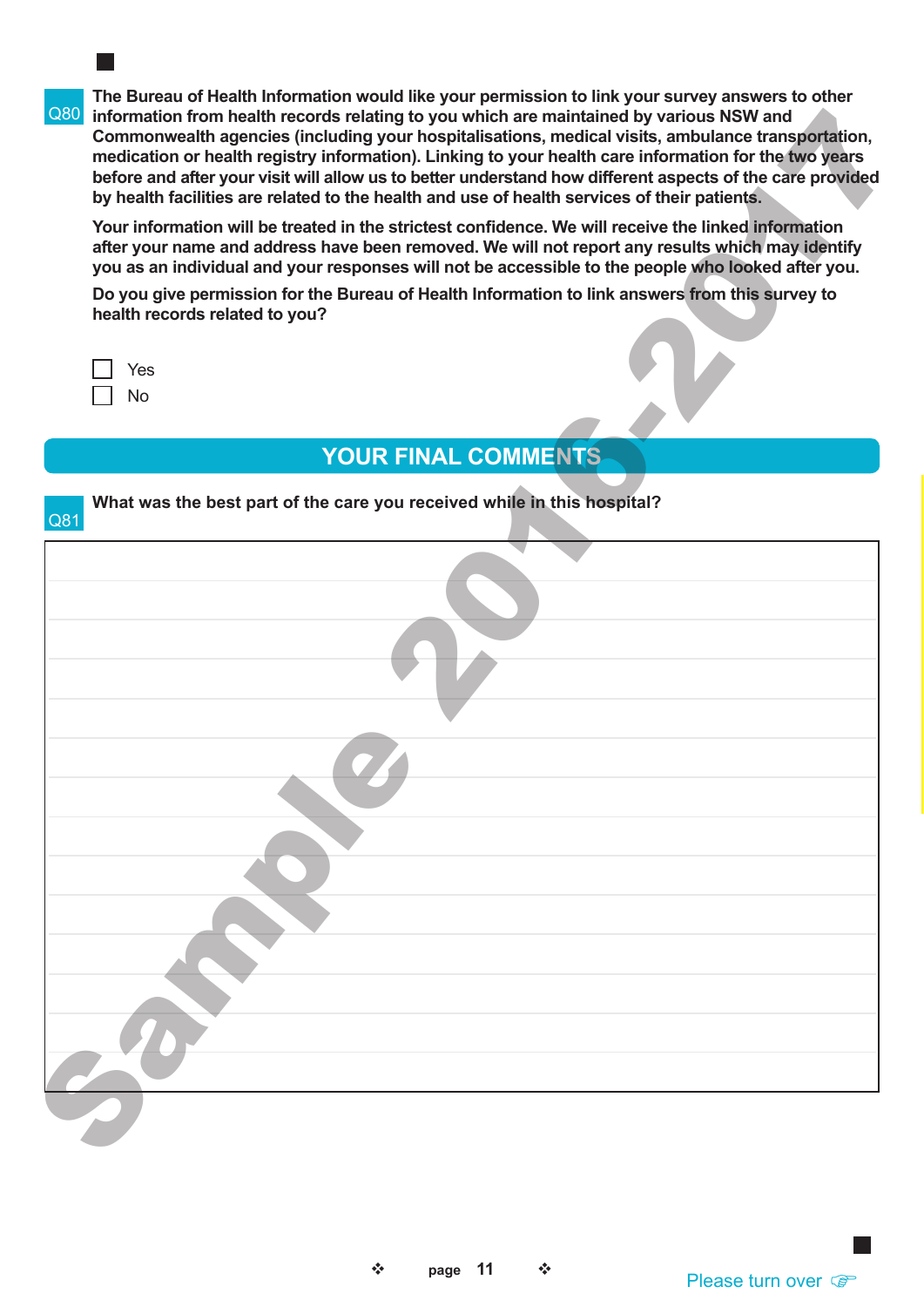**Q80** The Bureau of Health Information would like your permission to link your survey answers to other information from health records relating to you which are maintained by various NSW and Commonwealth agencies (including your hospitalisations, medical visits, ambulance transportation, medication or health registry information). Linking to your health care information for the two years before and after your visit will allow us to better understand how different aspects of the care provided by health facilities are related to the health and use of health services of their patients.

**Your information will be treated in the strictest confidence. We will receive the linked information after your name and address have been removed. We will not report any results which may identify you as an individual and your responses will not be accessible to the people who looked after you.**

**Do you give permission for the Bureau of Health Information to link answers from this survey to health records related to you?**

- ☐ Yes
- ☐ No

## YOUR FINAL COMMENTS

**Q81** What was the best part of the care you received while in this hospital?

Please turn over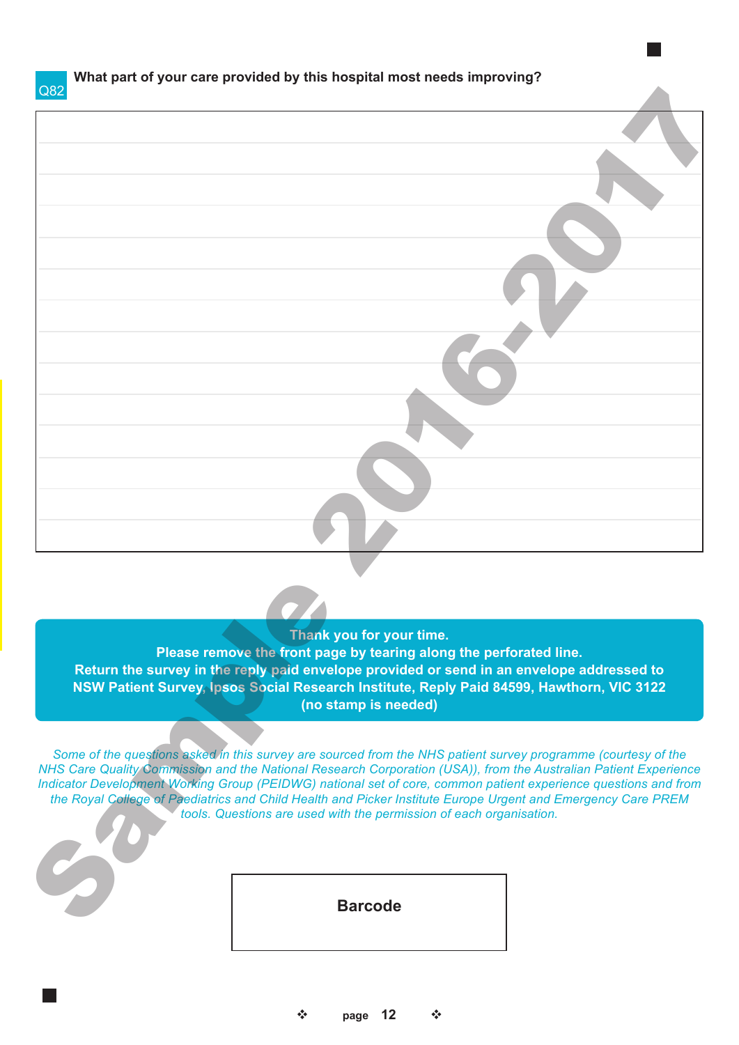**Q82** **What part of your care provided by this hospital most needs improving?**

**Thank you for your time.**
**Please remove the front page by tearing along the perforated line.**
**Return the survey in the reply paid envelope provided or send in an envelope addressed to NSW Patient Survey, Ipsos Social Research Institute, Reply Paid 84599, Hawthorn, VIC 3122 (no stamp is needed)**

*Some of the questions asked in this survey are sourced from the NHS patient survey programme (courtesy of the NHS Care Quality Commission and the National Research Corporation (USA)), from the Australian Patient Experience Indicator Development Working Group (PEIDWG) national set of core, common patient experience questions and from the Royal College of Paediatrics and Child Health and Picker Institute Europe Urgent and Emergency Care PREM tools. Questions are used with the permission of each organisation.*

**Barcode**

Sample 2016-2017